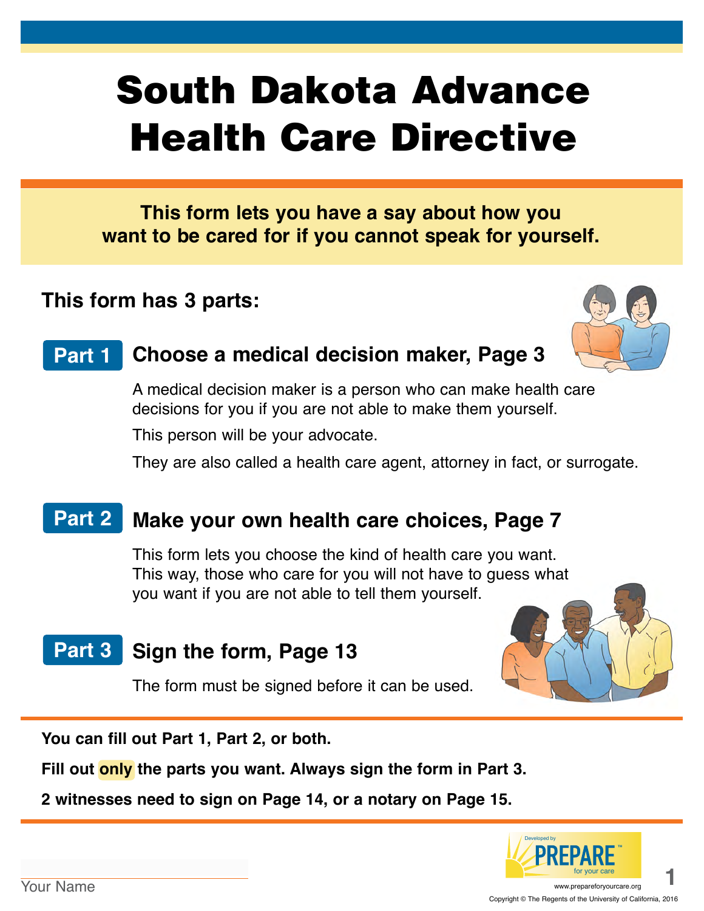# South Dakota Advance Health Care Directive

**This form lets you have a say about how you want to be cared for if you cannot speak for yourself.**

## This form has 3 parts:

### Part 1 Choose a medical decision maker, Page 3

A medical decision maker is a person who can make health care decisions for you if you are not able to make them yourself.

This person will be your advocate.

They are also called a health care agent, attorney in fact, or surrogate.

### Part 2 Make your own health care choices, Page 7

This form lets you choose the kind of health care you want. This way, those who care for you will not have to guess what you want if you are not able to tell them yourself.

### Part 3 Sign the form, Page 13

The form must be signed before it can be used.

**You can fill out Part 1, Part 2, or both.**

**Fill out only the parts you want. Always sign the form in Part 3.**

**2 witnesses need to sign on Page 14, or a notary on Page 15.**

Your Name

Developed by PREPARE for your care

www.prepareforyourcare.org

Copyright © The Regents of the University of California, 2016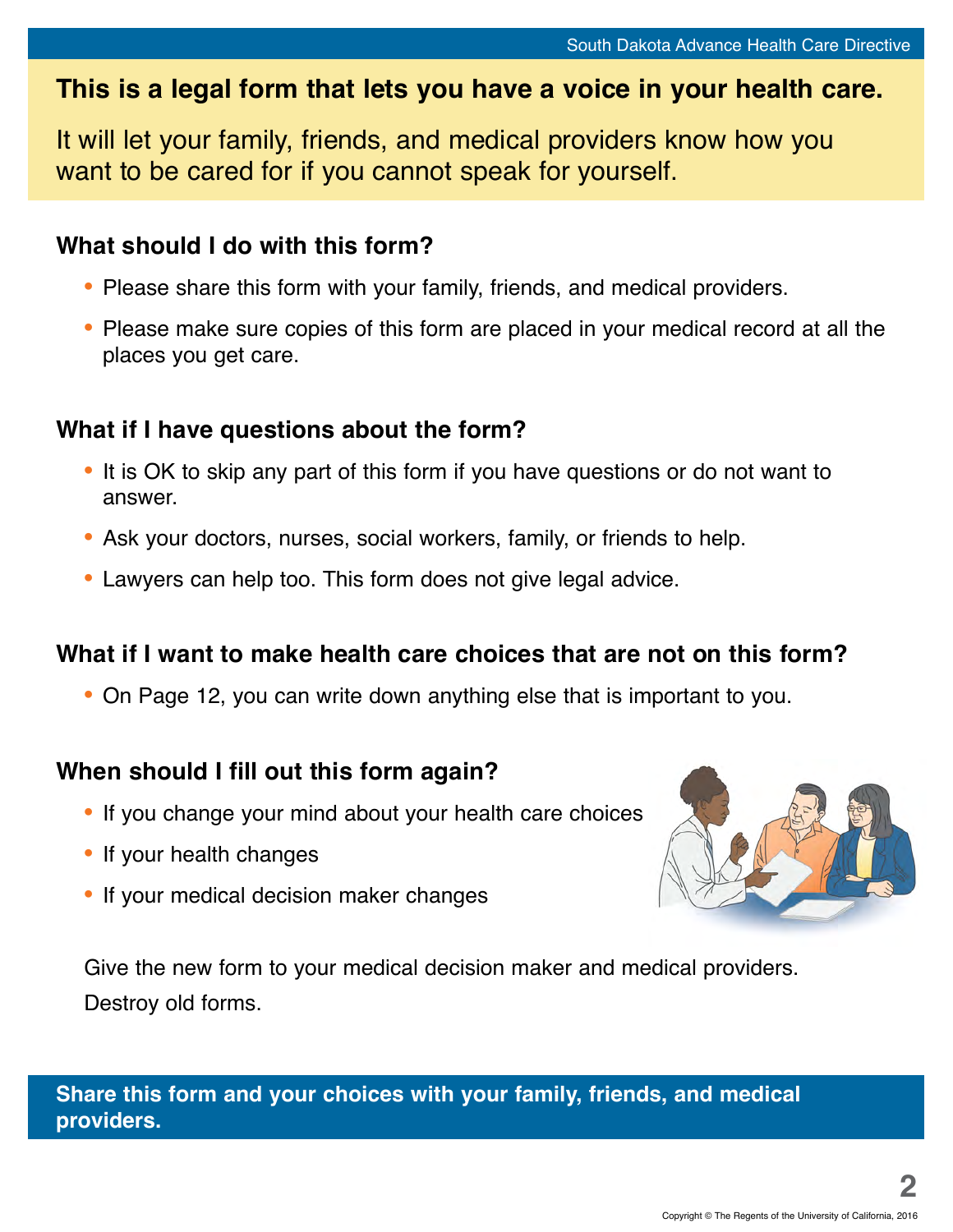**This is a legal form that lets you have a voice in your health care.**

It will let your family, friends, and medical providers know how you want to be cared for if you cannot speak for yourself.

## What should I do with this form?

- Please share this form with your family, friends, and medical providers.
- Please make sure copies of this form are placed in your medical record at all the places you get care.

## What if I have questions about the form?

- It is OK to skip any part of this form if you have questions or do not want to answer.
- Ask your doctors, nurses, social workers, family, or friends to help.
- Lawyers can help too. This form does not give legal advice.

## What if I want to make health care choices that are not on this form?

- On Page 12, you can write down anything else that is important to you.

## When should I fill out this form again?

- If you change your mind about your health care choices
- If your health changes
- If your medical decision maker changes

Give the new form to your medical decision maker and medical providers.

Destroy old forms.

**Share this form and your choices with your family, friends, and medical providers.**

Copyright © The Regents of the University of California, 2016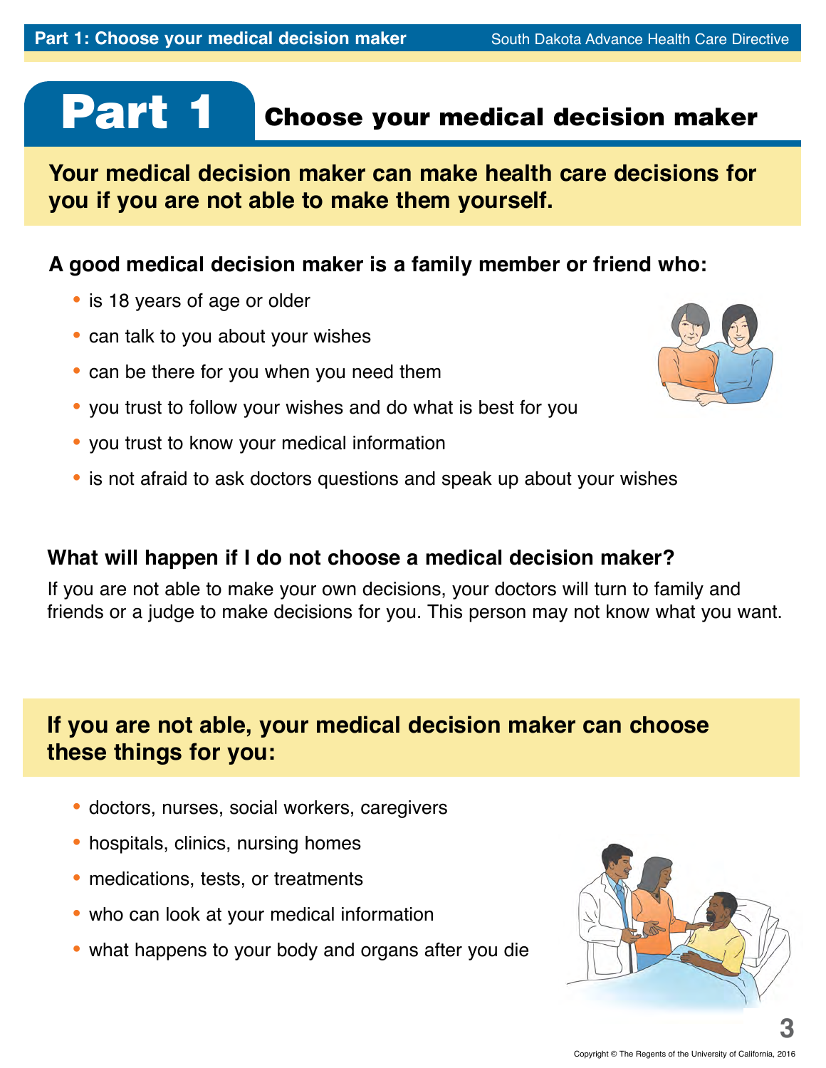# Part 1 Choose your medical decision maker

**Your medical decision maker can make health care decisions for you if you are not able to make them yourself.**

### A good medical decision maker is a family member or friend who:

- is 18 years of age or older
- can talk to you about your wishes
- can be there for you when you need them
- you trust to follow your wishes and do what is best for you
- you trust to know your medical information
- is not afraid to ask doctors questions and speak up about your wishes

### What will happen if I do not choose a medical decision maker?

If you are not able to make your own decisions, your doctors will turn to family and friends or a judge to make decisions for you. This person may not know what you want.

**If you are not able, your medical decision maker can choose these things for you:**

- doctors, nurses, social workers, caregivers
- hospitals, clinics, nursing homes
- medications, tests, or treatments
- who can look at your medical information
- what happens to your body and organs after you die

Copyright © The Regents of the University of California, 2016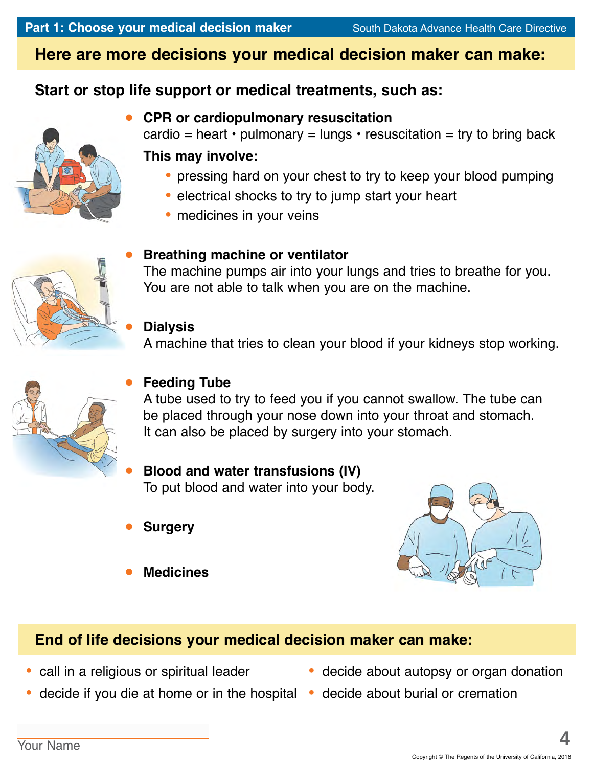## Here are more decisions your medical decision maker can make:

### Start or stop life support or medical treatments, such as:

- **CPR or cardiopulmonary resuscitation**
  cardio = heart • pulmonary = lungs • resuscitation = try to bring back
  **This may involve:**
  - pressing hard on your chest to try to keep your blood pumping
  - electrical shocks to try to jump start your heart
  - medicines in your veins

- **Breathing machine or ventilator**
  The machine pumps air into your lungs and tries to breathe for you. You are not able to talk when you are on the machine.

- **Dialysis**
  A machine that tries to clean your blood if your kidneys stop working.

- **Feeding Tube**
  A tube used to try to feed you if you cannot swallow. The tube can be placed through your nose down into your throat and stomach. It can also be placed by surgery into your stomach.

- **Blood and water transfusions (IV)**
  To put blood and water into your body.

- **Surgery**

- **Medicines**

## End of life decisions your medical decision maker can make:

- call in a religious or spiritual leader
- decide if you die at home or in the hospital
- decide about autopsy or organ donation
- decide about burial or cremation

Your Name

Copyright © The Regents of the University of California, 2016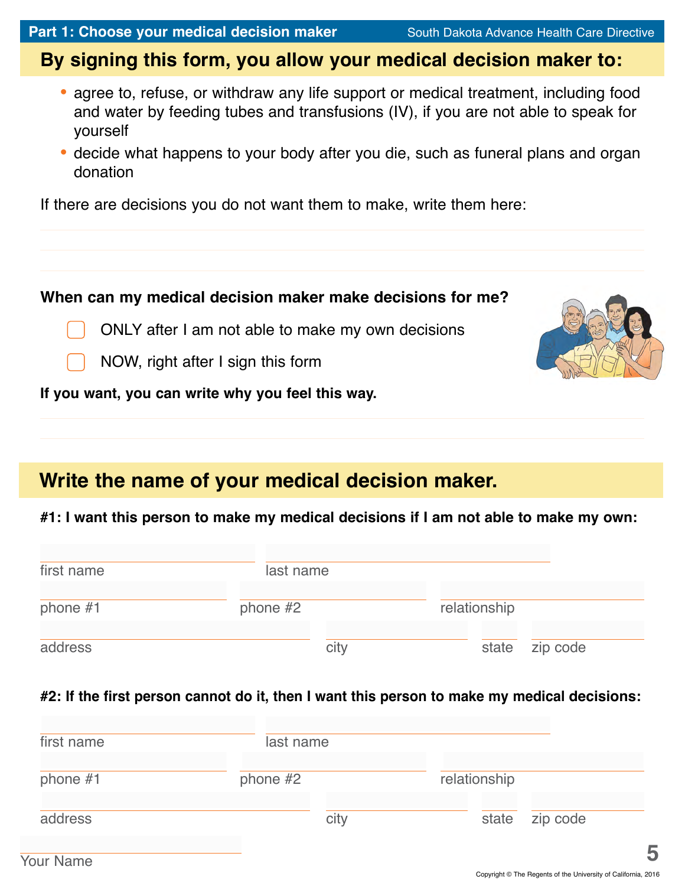## Part 1: Choose your medical decision maker

South Dakota Advance Health Care Directive

### By signing this form, you allow your medical decision maker to:

- agree to, refuse, or withdraw any life support or medical treatment, including food and water by feeding tubes and transfusions (IV), if you are not able to speak for yourself
- decide what happens to your body after you die, such as funeral plans and organ donation

If there are decisions you do not want them to make, write them here:

______________________________

______________________________

______________________________

**When can my medical decision maker make decisions for me?**

☐ ONLY after I am not able to make my own decisions

☐ NOW, right after I sign this form

**If you want, you can write why you feel this way.**

______________________________

______________________________

### Write the name of your medical decision maker.

**#1: I want this person to make my medical decisions if I am not able to make my own:**

first name ____________ last name ____________

phone #1 ____________ phone #2 ____________ relationship ____________

address ____________ city ____________ state ____ zip code ____________

**#2: If the first person cannot do it, then I want this person to make my medical decisions:**

first name ____________ last name ____________

phone #1 ____________ phone #2 ____________ relationship ____________

address ____________ city ____________ state ____ zip code ____________

Your Name ____________

Copyright © The Regents of the University of California, 2016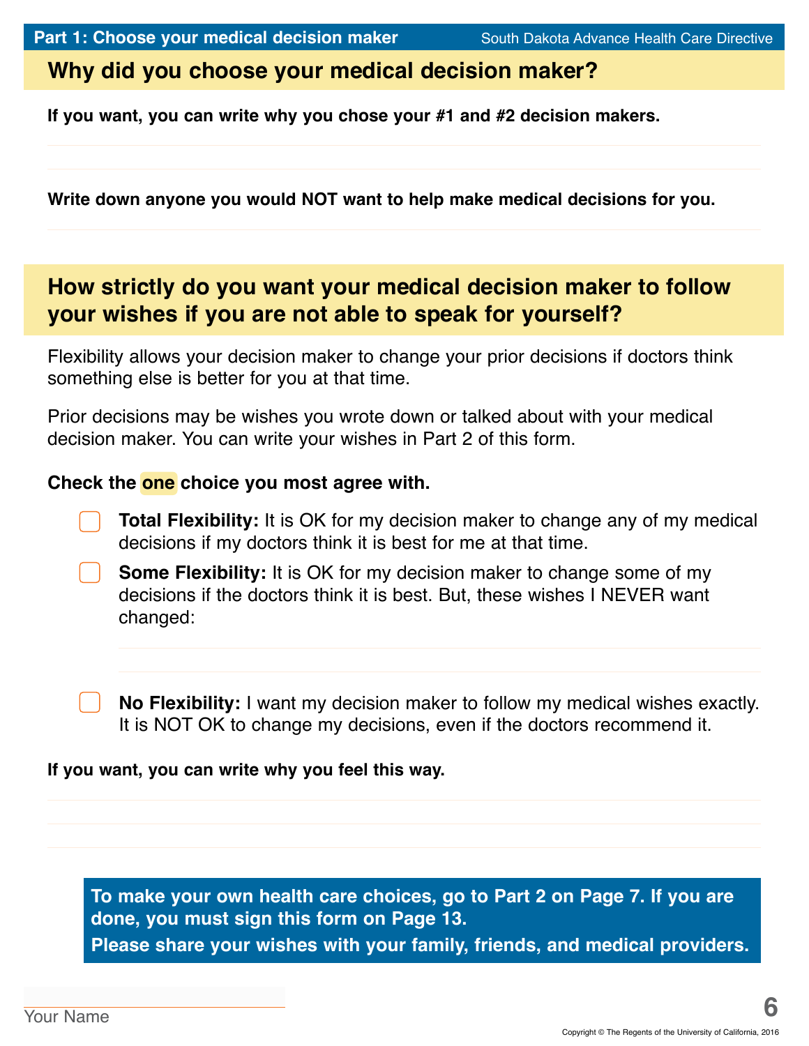## Why did you choose your medical decision maker?

**If you want, you can write why you chose your #1 and #2 decision makers.**

**Write down anyone you would NOT want to help make medical decisions for you.**

## How strictly do you want your medical decision maker to follow your wishes if you are not able to speak for yourself?

Flexibility allows your decision maker to change your prior decisions if doctors think something else is better for you at that time.

Prior decisions may be wishes you wrote down or talked about with your medical decision maker. You can write your wishes in Part 2 of this form.

**Check the one choice you most agree with.**

- ☐ **Total Flexibility:** It is OK for my decision maker to change any of my medical decisions if my doctors think it is best for me at that time.
- ☐ **Some Flexibility:** It is OK for my decision maker to change some of my decisions if the doctors think it is best. But, these wishes I NEVER want changed:
- ☐ **No Flexibility:** I want my decision maker to follow my medical wishes exactly. It is NOT OK to change my decisions, even if the doctors recommend it.

**If you want, you can write why you feel this way.**

**To make your own health care choices, go to Part 2 on Page 7. If you are done, you must sign this form on Page 13.**
**Please share your wishes with your family, friends, and medical providers.**

Your Name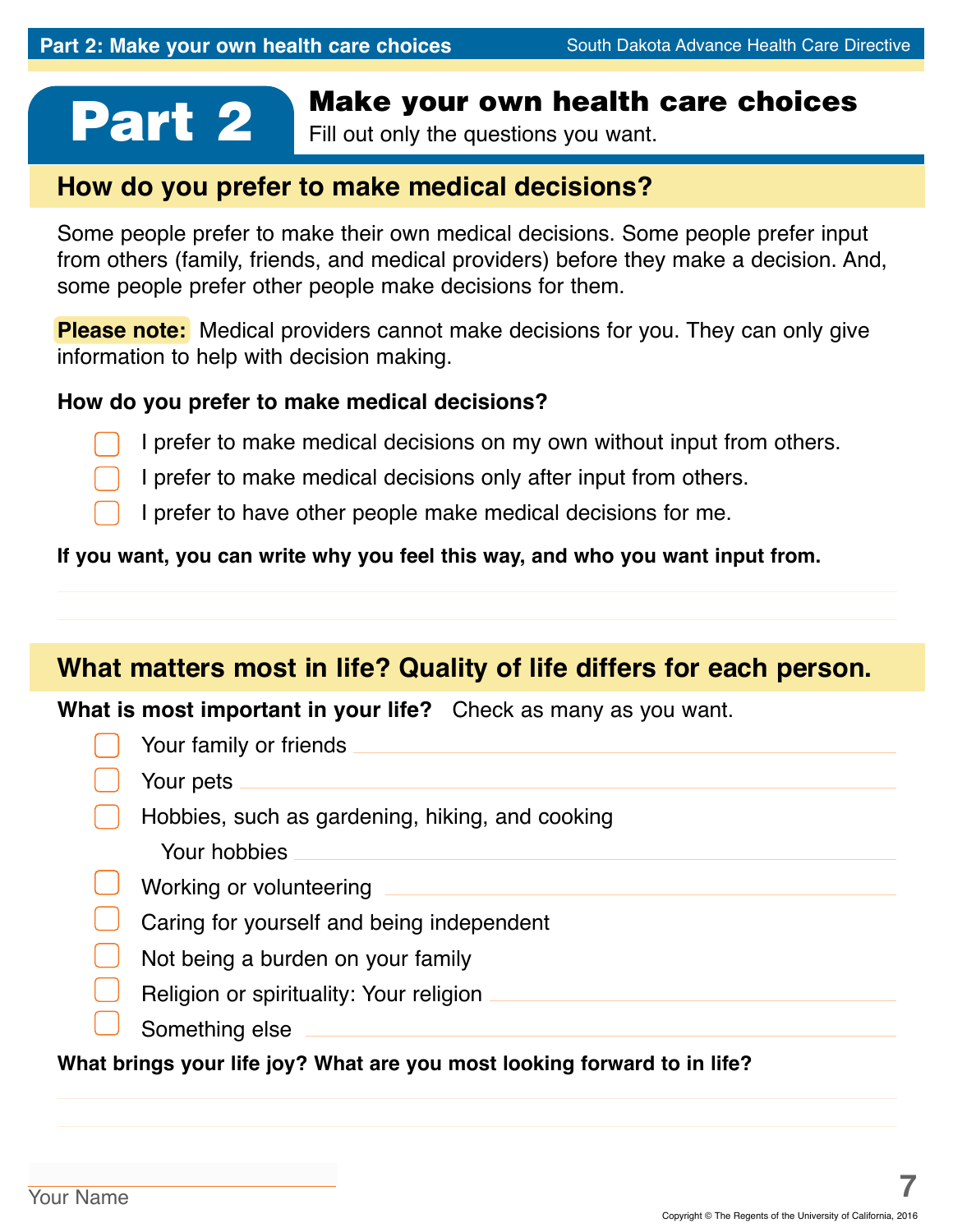# Part 2

## Make your own health care choices

Fill out only the questions you want.

### How do you prefer to make medical decisions?

Some people prefer to make their own medical decisions. Some people prefer input from others (family, friends, and medical providers) before they make a decision. And, some people prefer other people make decisions for them.

**Please note:** Medical providers cannot make decisions for you. They can only give information to help with decision making.

**How do you prefer to make medical decisions?**

- ☐ I prefer to make medical decisions on my own without input from others.
- ☐ I prefer to make medical decisions only after input from others.
- ☐ I prefer to have other people make medical decisions for me.

**If you want, you can write why you feel this way, and who you want input from.**

\_\_\_\_\_\_\_\_\_\_\_\_\_\_\_\_\_\_\_\_\_\_\_\_\_\_\_\_\_\_\_\_\_\_\_\_\_\_\_\_\_\_\_\_\_\_\_\_\_\_\_\_\_\_\_\_\_\_\_\_

\_\_\_\_\_\_\_\_\_\_\_\_\_\_\_\_\_\_\_\_\_\_\_\_\_\_\_\_\_\_\_\_\_\_\_\_\_\_\_\_\_\_\_\_\_\_\_\_\_\_\_\_\_\_\_\_\_\_\_\_

### What matters most in life? Quality of life differs for each person.

**What is most important in your life?** Check as many as you want.

- ☐ Your family or friends \_\_\_\_\_\_\_\_\_\_\_\_\_\_\_\_\_\_\_\_\_\_\_\_\_\_\_\_\_\_\_\_
- ☐ Your pets \_\_\_\_\_\_\_\_\_\_\_\_\_\_\_\_\_\_\_\_\_\_\_\_\_\_\_\_\_\_\_\_
- ☐ Hobbies, such as gardening, hiking, and cooking
  Your hobbies \_\_\_\_\_\_\_\_\_\_\_\_\_\_\_\_\_\_\_\_\_\_\_\_\_\_\_\_\_\_\_\_
- ☐ Working or volunteering \_\_\_\_\_\_\_\_\_\_\_\_\_\_\_\_\_\_\_\_\_\_\_\_\_\_\_\_\_\_\_\_
- ☐ Caring for yourself and being independent
- ☐ Not being a burden on your family
- ☐ Religion or spirituality: Your religion \_\_\_\_\_\_\_\_\_\_\_\_\_\_\_\_\_\_\_\_\_\_\_\_\_\_\_\_\_\_\_\_
- ☐ Something else \_\_\_\_\_\_\_\_\_\_\_\_\_\_\_\_\_\_\_\_\_\_\_\_\_\_\_\_\_\_\_\_

**What brings your life joy? What are you most looking forward to in life?**

\_\_\_\_\_\_\_\_\_\_\_\_\_\_\_\_\_\_\_\_\_\_\_\_\_\_\_\_\_\_\_\_\_\_\_\_\_\_\_\_\_\_\_\_\_\_\_\_\_\_\_\_\_\_\_\_\_\_\_\_

\_\_\_\_\_\_\_\_\_\_\_\_\_\_\_\_\_\_\_\_\_\_\_\_\_\_\_\_\_\_\_\_\_\_\_\_\_\_\_\_\_\_\_\_\_\_\_\_\_\_\_\_\_\_\_\_\_\_\_\_

\_\_\_\_\_\_\_\_\_\_\_\_\_\_\_\_\_\_\_\_\_\_\_\_\_\_\_\_\_\_\_\_

Your Name

Copyright © The Regents of the University of California, 2016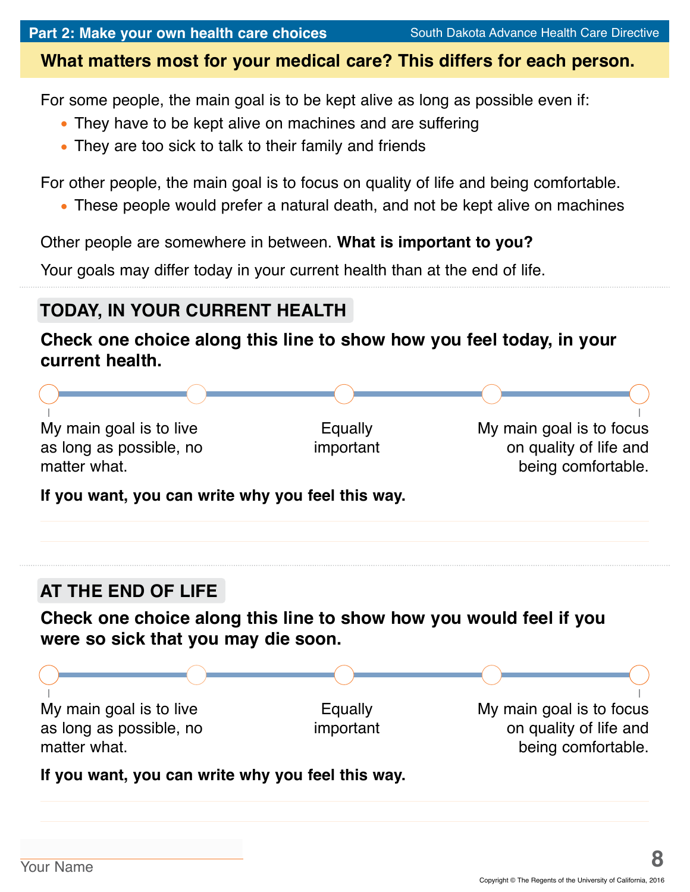## Part 2: Make your own health care choices

### What matters most for your medical care? This differs for each person.

For some people, the main goal is to be kept alive as long as possible even if:

- They have to be kept alive on machines and are suffering
- They are too sick to talk to their family and friends

For other people, the main goal is to focus on quality of life and being comfortable.

- These people would prefer a natural death, and not be kept alive on machines

Other people are somewhere in between. **What is important to you?**

Your goals may differ today in your current health than at the end of life.

---

### TODAY, IN YOUR CURRENT HEALTH

**Check one choice along this line to show how you feel today, in your current health.**

○ ——— ○ ——— ○ ——— ○ ——— ○

| My main goal is to live as long as possible, no matter what. | Equally important | My main goal is to focus on quality of life and being comfortable. |
|---|---|---|

**If you want, you can write why you feel this way.**

_______________________________________________

_______________________________________________

---

### AT THE END OF LIFE

**Check one choice along this line to show how you would feel if you were so sick that you may die soon.**

○ ——— ○ ——— ○ ——— ○ ——— ○

| My main goal is to live as long as possible, no matter what. | Equally important | My main goal is to focus on quality of life and being comfortable. |
|---|---|---|

**If you want, you can write why you feel this way.**

_______________________________________________

_______________________________________________

_______________________
Your Name

Copyright © The Regents of the University of California, 2016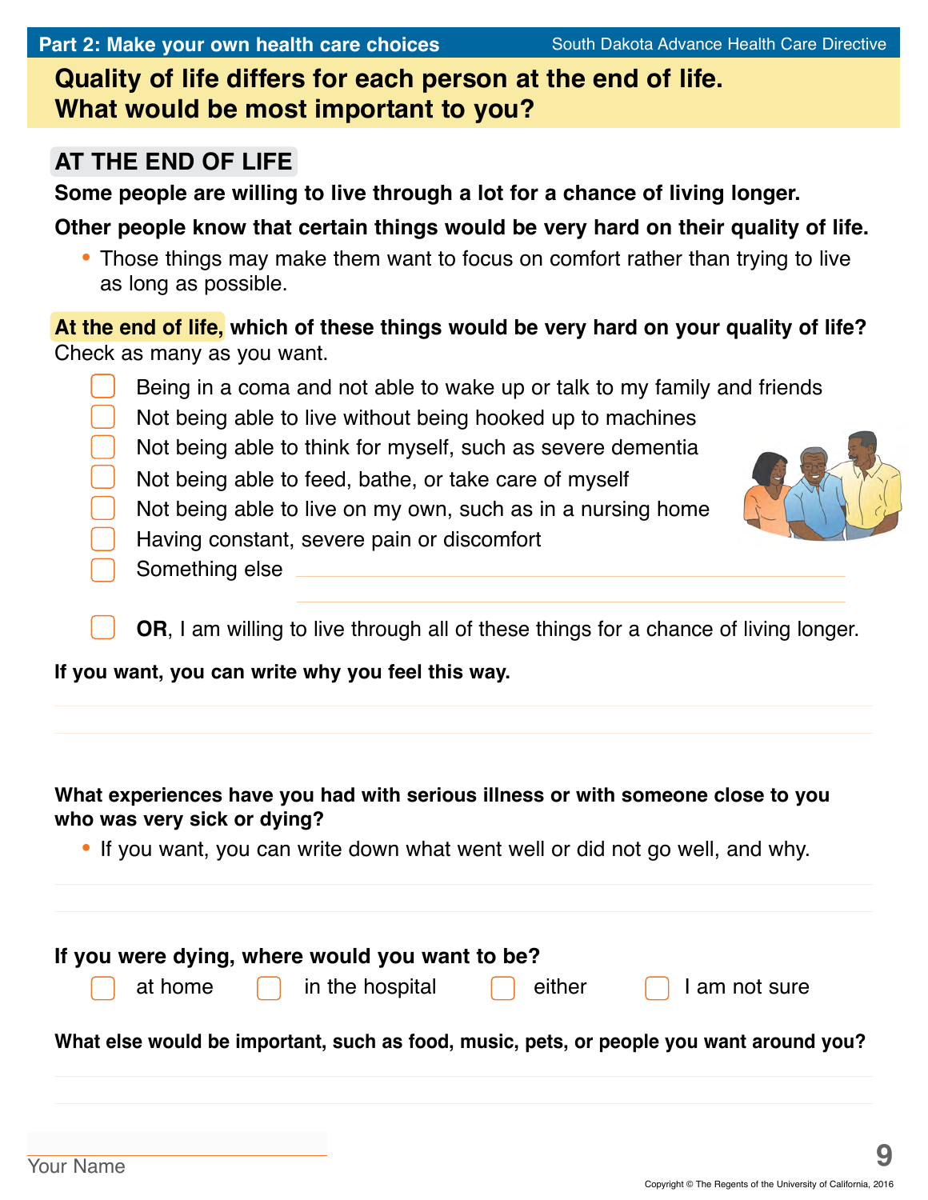## Quality of life differs for each person at the end of life. What would be most important to you?

### AT THE END OF LIFE

**Some people are willing to live through a lot for a chance of living longer.**

**Other people know that certain things would be very hard on their quality of life.**

- Those things may make them want to focus on comfort rather than trying to live as long as possible.

**At the end of life, which of these things would be very hard on your quality of life?** Check as many as you want.

- ☐ Being in a coma and not able to wake up or talk to my family and friends
- ☐ Not being able to live without being hooked up to machines
- ☐ Not being able to think for myself, such as severe dementia
- ☐ Not being able to feed, bathe, or take care of myself
- ☐ Not being able to live on my own, such as in a nursing home
- ☐ Having constant, severe pain or discomfort
- ☐ Something else ______________________________

- ☐ **OR**, I am willing to live through all of these things for a chance of living longer.

**If you want, you can write why you feel this way.**

______________________________

**What experiences have you had with serious illness or with someone close to you who was very sick or dying?**

- If you want, you can write down what went well or did not go well, and why.

______________________________

**If you were dying, where would you want to be?**

☐ at home ☐ in the hospital ☐ either ☐ I am not sure

**What else would be important, such as food, music, pets, or people you want around you?**

______________________________

Your Name ______________________________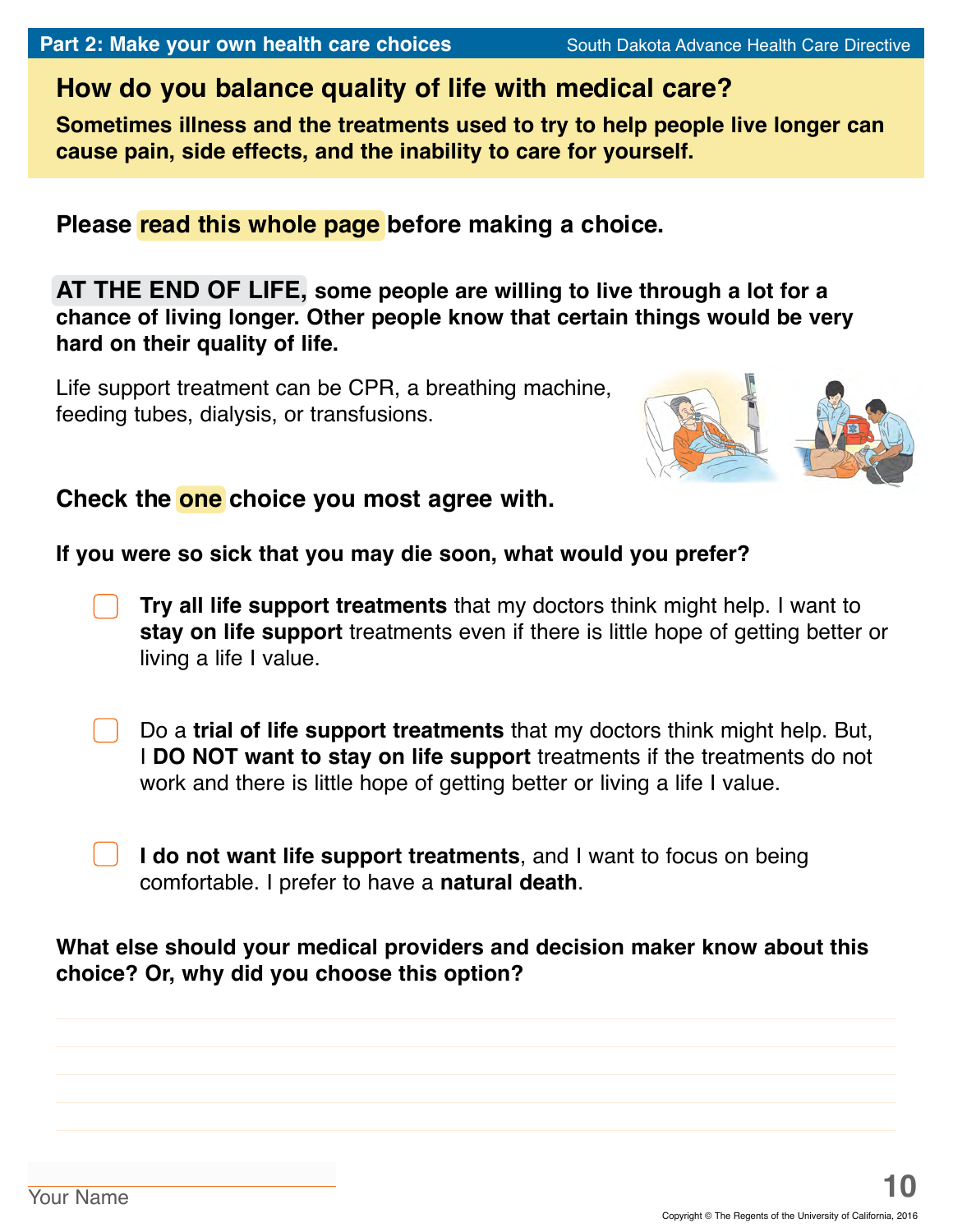## How do you balance quality of life with medical care?

**Sometimes illness and the treatments used to try to help people live longer can cause pain, side effects, and the inability to care for yourself.**

**Please read this whole page before making a choice.**

**AT THE END OF LIFE, some people are willing to live through a lot for a chance of living longer. Other people know that certain things would be very hard on their quality of life.**

Life support treatment can be CPR, a breathing machine, feeding tubes, dialysis, or transfusions.

**Check the one choice you most agree with.**

**If you were so sick that you may die soon, what would you prefer?**

- ☐ **Try all life support treatments** that my doctors think might help. I want to **stay on life support** treatments even if there is little hope of getting better or living a life I value.

- ☐ Do a **trial of life support treatments** that my doctors think might help. But, I **DO NOT want to stay on life support** treatments if the treatments do not work and there is little hope of getting better or living a life I value.

- ☐ **I do not want life support treatments**, and I want to focus on being comfortable. I prefer to have a **natural death**.

**What else should your medical providers and decision maker know about this choice? Or, why did you choose this option?**

_______________________________________________

_______________________________________________

_______________________________________________

_______________________________________________

Your Name ____________________

Copyright © The Regents of the University of California, 2016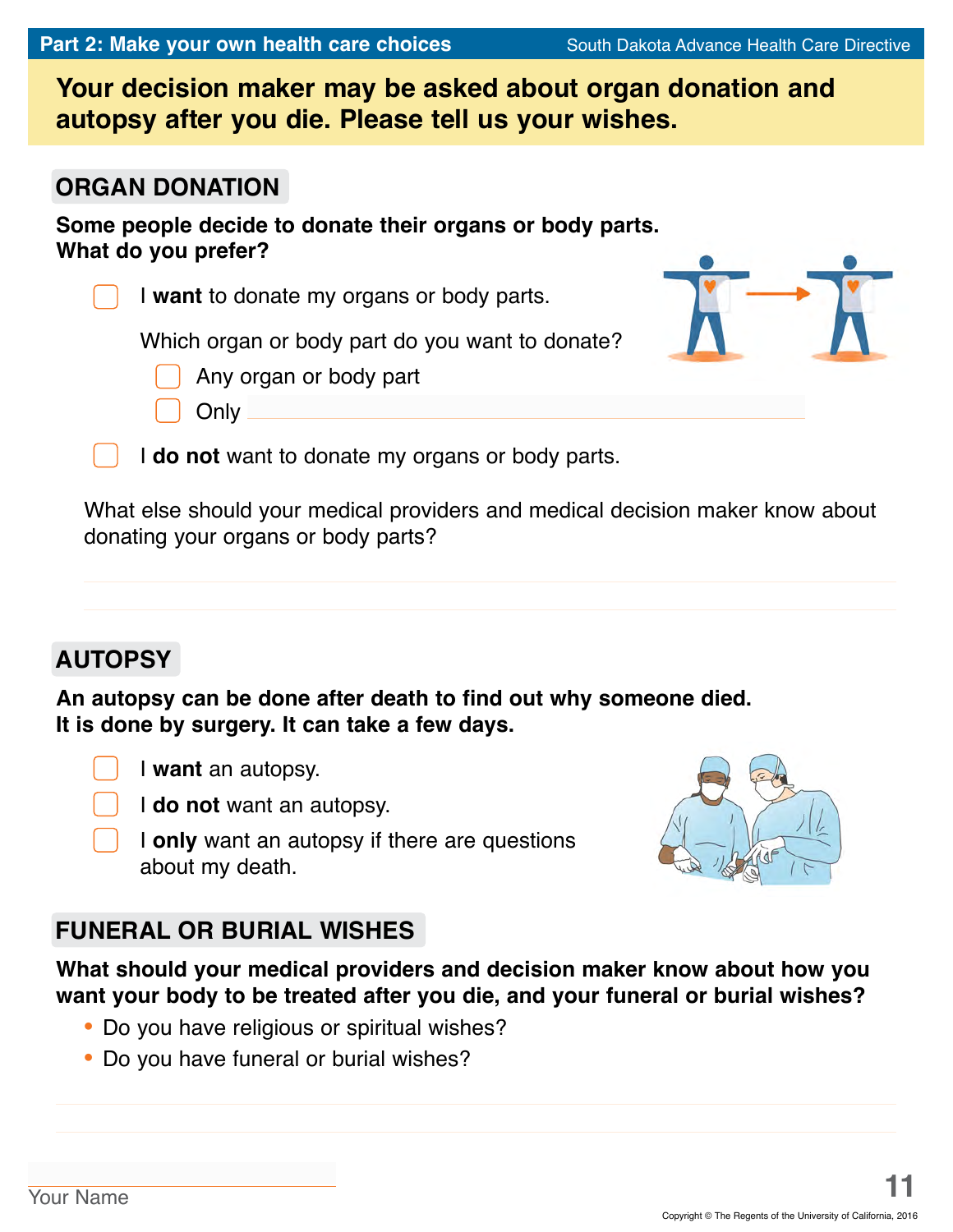## Your decision maker may be asked about organ donation and autopsy after you die. Please tell us your wishes.

### ORGAN DONATION

**Some people decide to donate their organs or body parts. What do you prefer?**

- ☐ I **want** to donate my organs or body parts.

  Which organ or body part do you want to donate?

  - ☐ Any organ or body part
  - ☐ Only ______________________________

- ☐ I **do not** want to donate my organs or body parts.

What else should your medical providers and medical decision maker know about donating your organs or body parts?

______________________________

______________________________

### AUTOPSY

**An autopsy can be done after death to find out why someone died. It is done by surgery. It can take a few days.**

- ☐ I **want** an autopsy.
- ☐ I **do not** want an autopsy.
- ☐ I **only** want an autopsy if there are questions about my death.

### FUNERAL OR BURIAL WISHES

**What should your medical providers and decision maker know about how you want your body to be treated after you die, and your funeral or burial wishes?**

- Do you have religious or spiritual wishes?
- Do you have funeral or burial wishes?

______________________________

______________________________

______________________________
Your Name

Copyright © The Regents of the University of California, 2016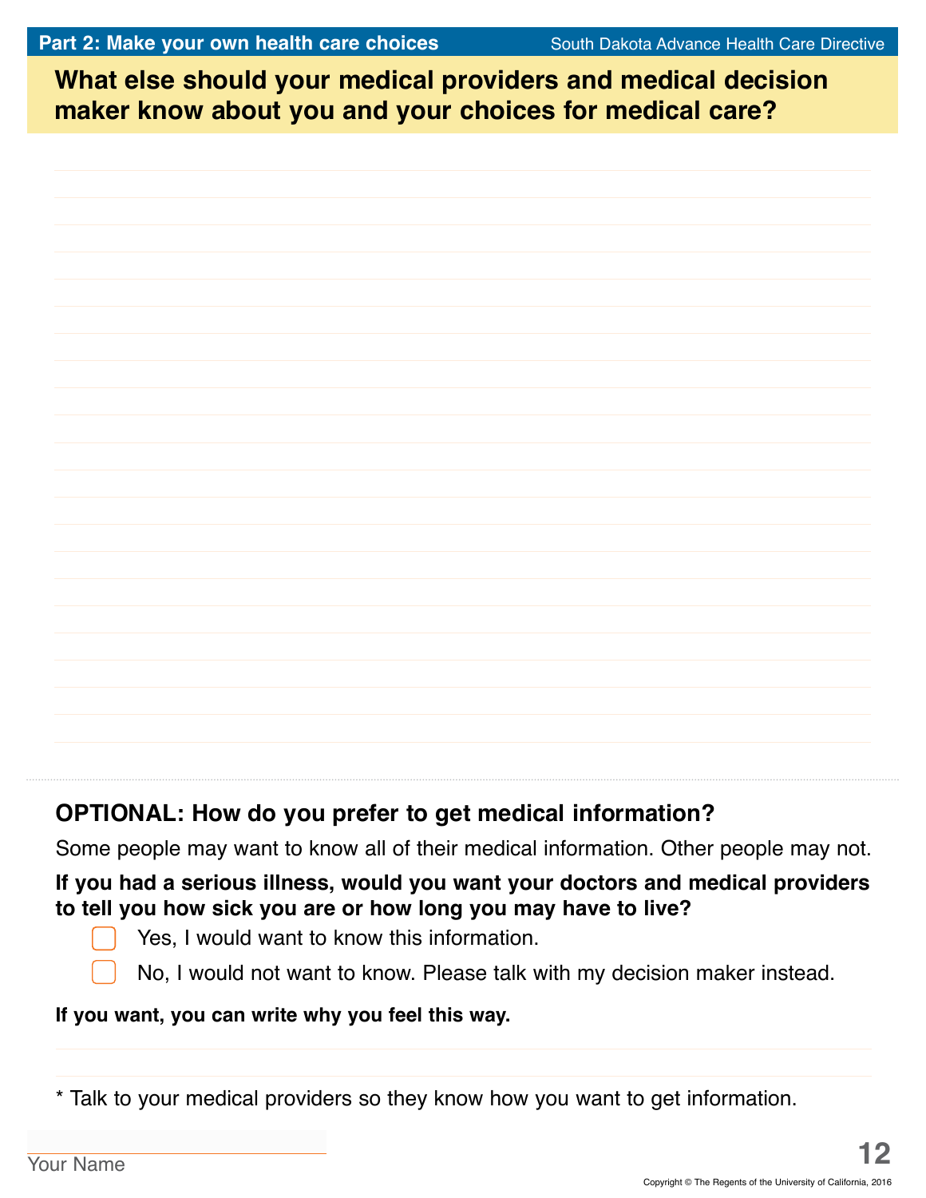**Part 2: Make your own health care choices** South Dakota Advance Health Care Directive

## What else should your medical providers and medical decision maker know about you and your choices for medical care?

### OPTIONAL: How do you prefer to get medical information?

Some people may want to know all of their medical information. Other people may not.

**If you had a serious illness, would you want your doctors and medical providers to tell you how sick you are or how long you may have to live?**

- ☐ Yes, I would want to know this information.
- ☐ No, I would not want to know. Please talk with my decision maker instead.

**If you want, you can write why you feel this way.**

\* Talk to your medical providers so they know how you want to get information.

Your Name

Copyright © The Regents of the University of California, 2016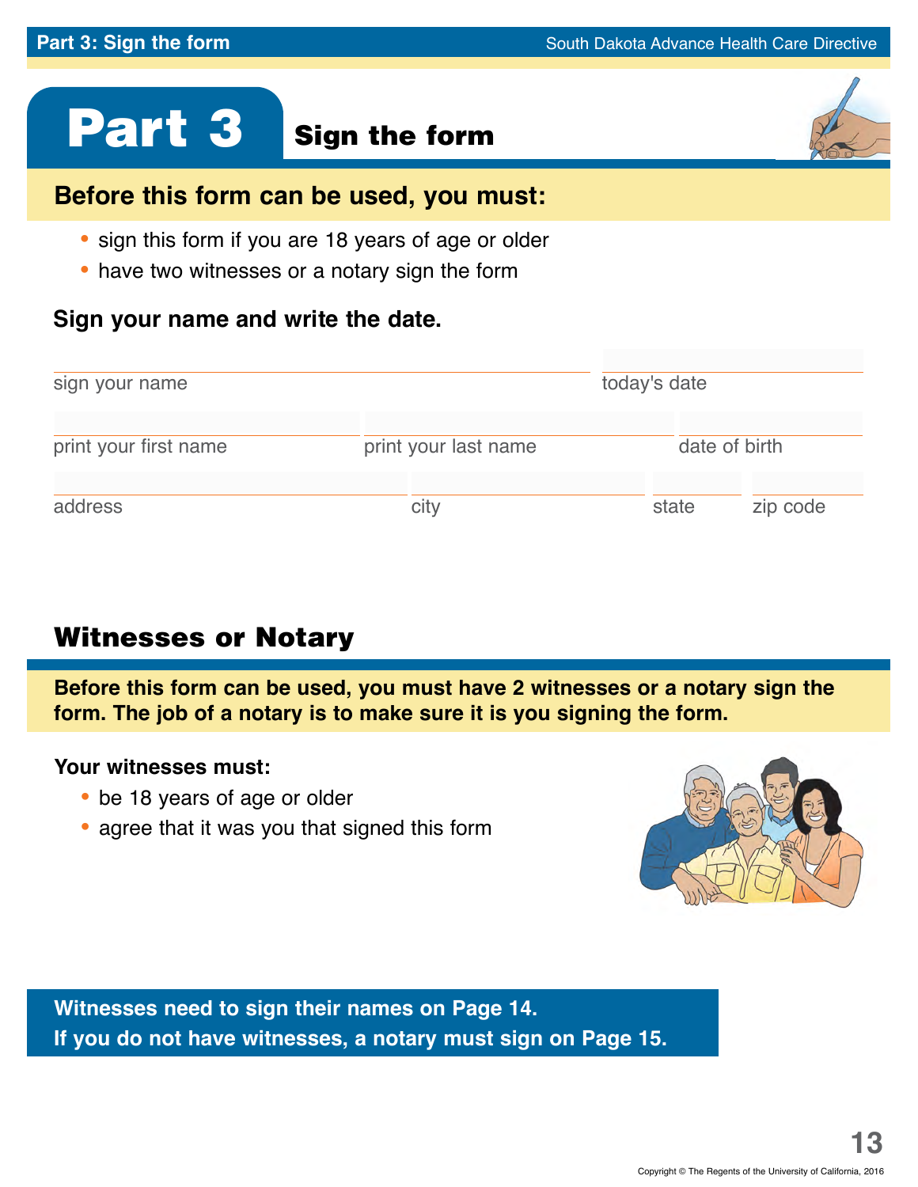# Part 3 Sign the form

## Before this form can be used, you must:

- sign this form if you are 18 years of age or older
- have two witnesses or a notary sign the form

**Sign your name and write the date.**

sign your name ______________________ today's date ______________________

print your first name ______________________ print your last name ______________________ date of birth ______________________

address ______________________ city ______________________ state ______________________ zip code ______________________

## Witnesses or Notary

**Before this form can be used, you must have 2 witnesses or a notary sign the form. The job of a notary is to make sure it is you signing the form.**

**Your witnesses must:**

- be 18 years of age or older
- agree that it was you that signed this form

**Witnesses need to sign their names on Page 14.**
**If you do not have witnesses, a notary must sign on Page 15.**

Copyright © The Regents of the University of California, 2016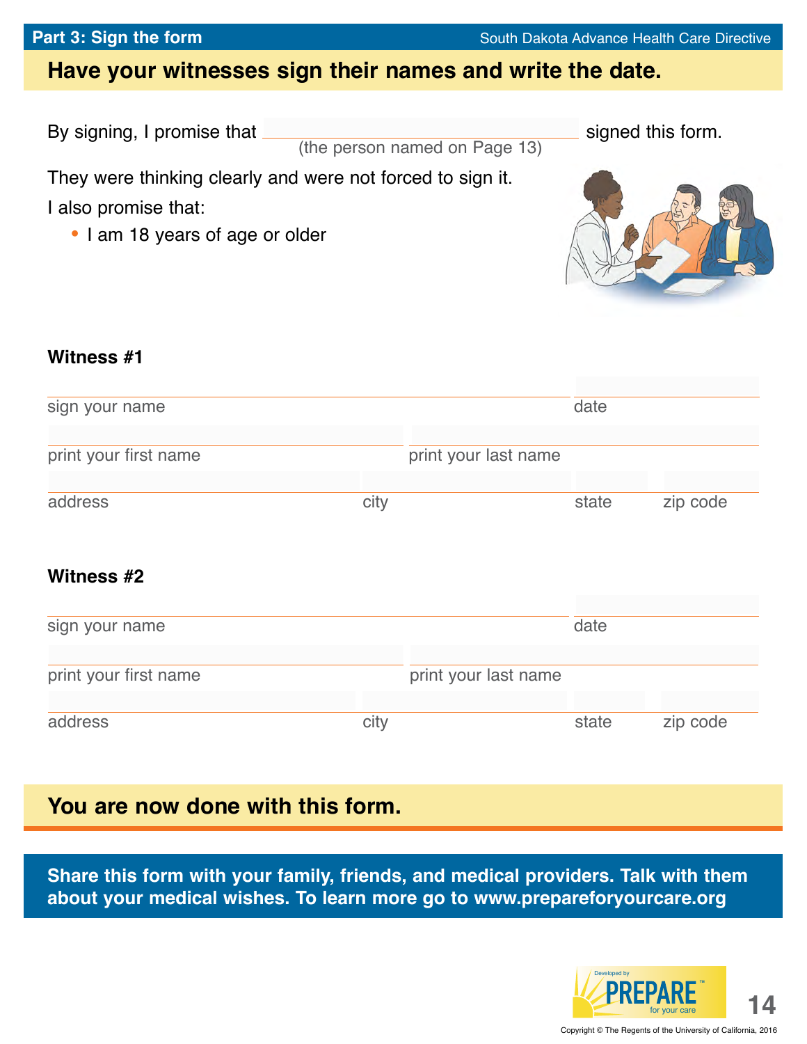**Part 3: Sign the form** South Dakota Advance Health Care Directive

## Have your witnesses sign their names and write the date.

By signing, I promise that ______________________ signed this form.
(the person named on Page 13)

They were thinking clearly and were not forced to sign it.

I also promise that:

- I am 18 years of age or older

### Witness #1

______________________ ______________
sign your name date

______________________ ______________________
print your first name print your last name

______________ ______________ ______ ________
address city state zip code

### Witness #2

______________________ ______________
sign your name date

______________________ ______________________
print your first name print your last name

______________ ______________ ______ ________
address city state zip code

## You are now done with this form.

**Share this form with your family, friends, and medical providers. Talk with them about your medical wishes. To learn more go to www.prepareforyourcare.org**

Developed by PREPARE™ for your care

Copyright © The Regents of the University of California, 2016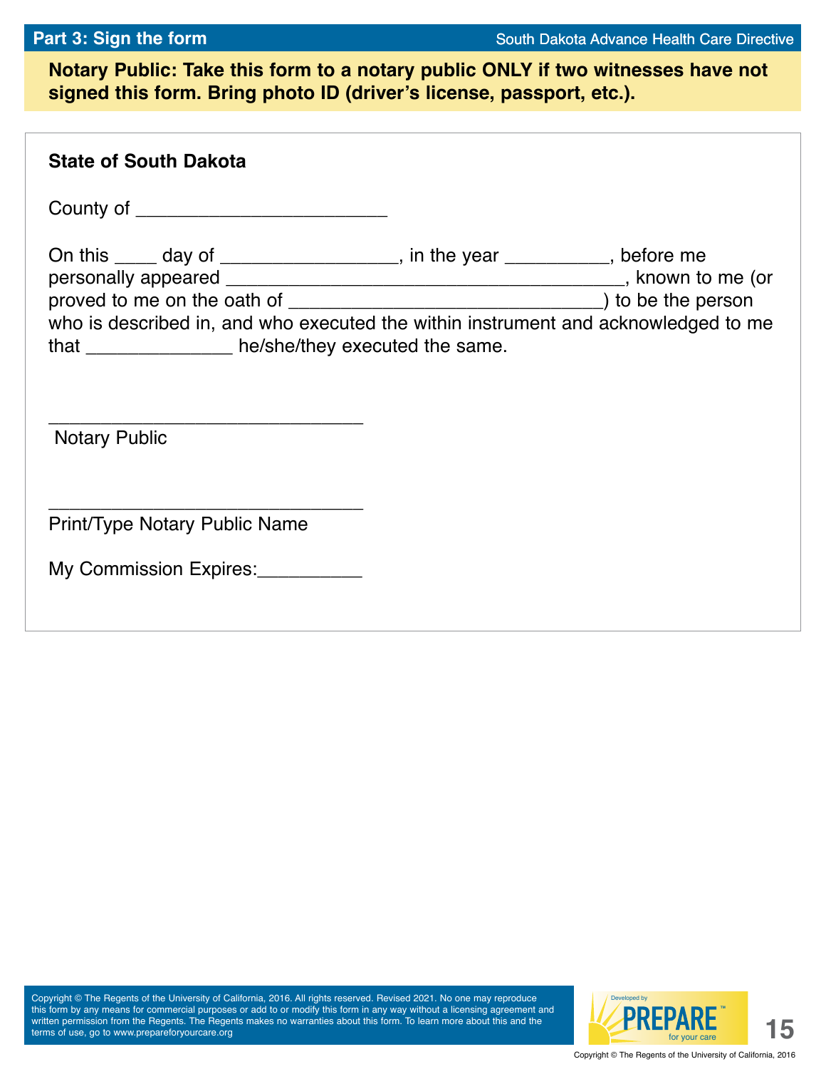## Part 3: Sign the form

**Notary Public: Take this form to a notary public ONLY if two witnesses have not signed this form. Bring photo ID (driver's license, passport, etc.).**

**State of South Dakota**

County of ________________________

On this ____ day of _________________, in the year __________, before me personally appeared ______________________________________, known to me (or proved to me on the oath of _______________________________) to be the person who is described in, and who executed the within instrument and acknowledged to me that ______________ he/she/they executed the same.

______________________________
Notary Public

______________________________
Print/Type Notary Public Name

My Commission Expires:__________

Copyright © The Regents of the University of California, 2016. All rights reserved. Revised 2021. No one may reproduce this form by any means for commercial purposes or add to or modify this form in any way without a licensing agreement and written permission from the Regents. The Regents makes no warranties about this form. To learn more about this and the terms of use, go to www.prepareforyourcare.org